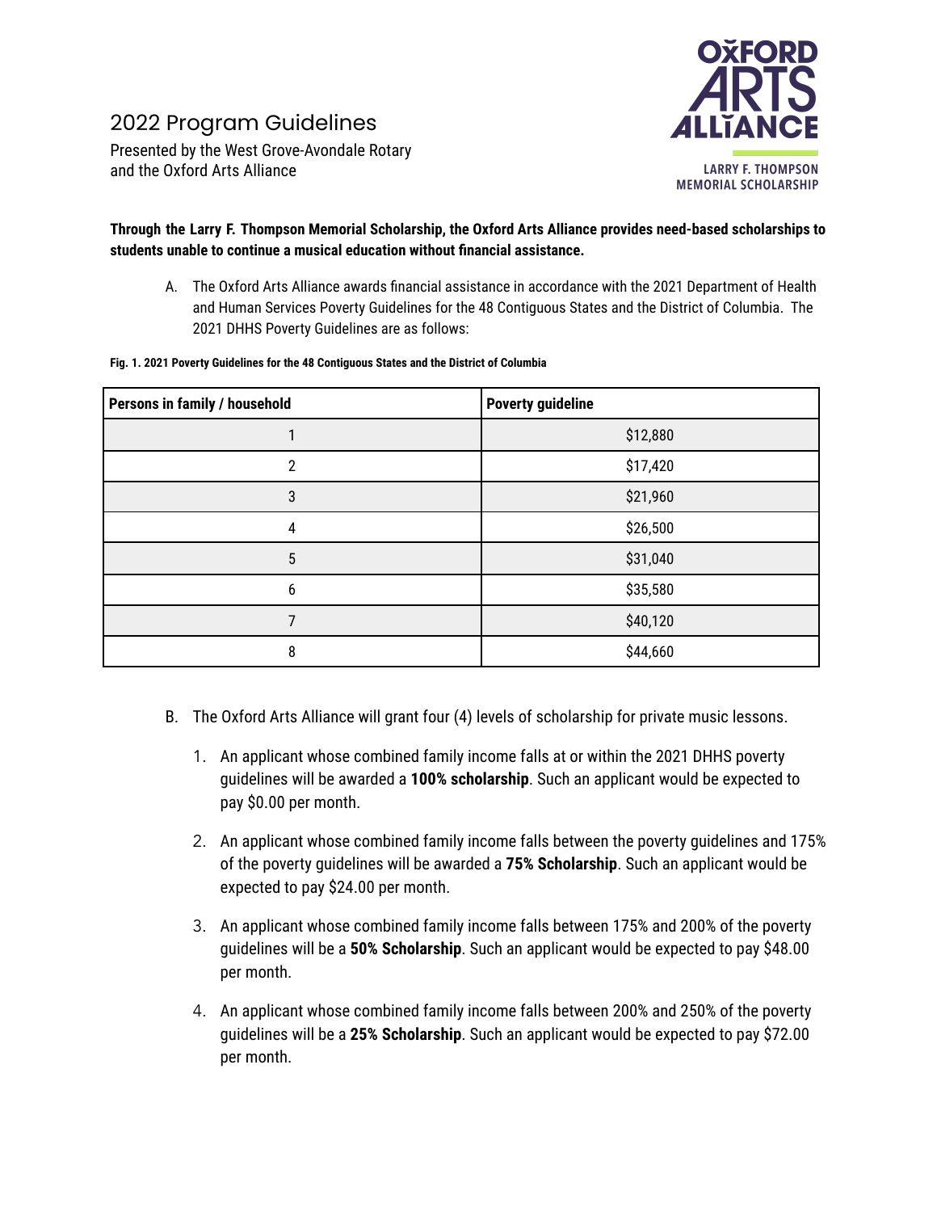# 2022 Program Guidelines

Presented by the West Grove-Avondale Rotary and the Oxford Arts Alliance

OXFORD ARTS ALLIANCE

LARRY F. THOMPSON MEMORIAL SCHOLARSHIP

**Through the Larry F. Thompson Memorial Scholarship, the Oxford Arts Alliance provides need-based scholarships to students unable to continue a musical education without financial assistance.**

A. The Oxford Arts Alliance awards financial assistance in accordance with the 2021 Department of Health and Human Services Poverty Guidelines for the 48 Contiguous States and the District of Columbia. The 2021 DHHS Poverty Guidelines are as follows:

**Fig. 1. 2021 Poverty Guidelines for the 48 Contiguous States and the District of Columbia**

| Persons in family / household | Poverty guideline |
|---|---|
| 1 | $12,880 |
| 2 | $17,420 |
| 3 | $21,960 |
| 4 | $26,500 |
| 5 | $31,040 |
| 6 | $35,580 |
| 7 | $40,120 |
| 8 | $44,660 |

B. The Oxford Arts Alliance will grant four (4) levels of scholarship for private music lessons.

1. An applicant whose combined family income falls at or within the 2021 DHHS poverty guidelines will be awarded a **100% scholarship**. Such an applicant would be expected to pay $0.00 per month.

2. An applicant whose combined family income falls between the poverty guidelines and 175% of the poverty guidelines will be awarded a **75% Scholarship**. Such an applicant would be expected to pay $24.00 per month.

3. An applicant whose combined family income falls between 175% and 200% of the poverty guidelines will be a **50% Scholarship**. Such an applicant would be expected to pay $48.00 per month.

4. An applicant whose combined family income falls between 200% and 250% of the poverty guidelines will be a **25% Scholarship**. Such an applicant would be expected to pay $72.00 per month.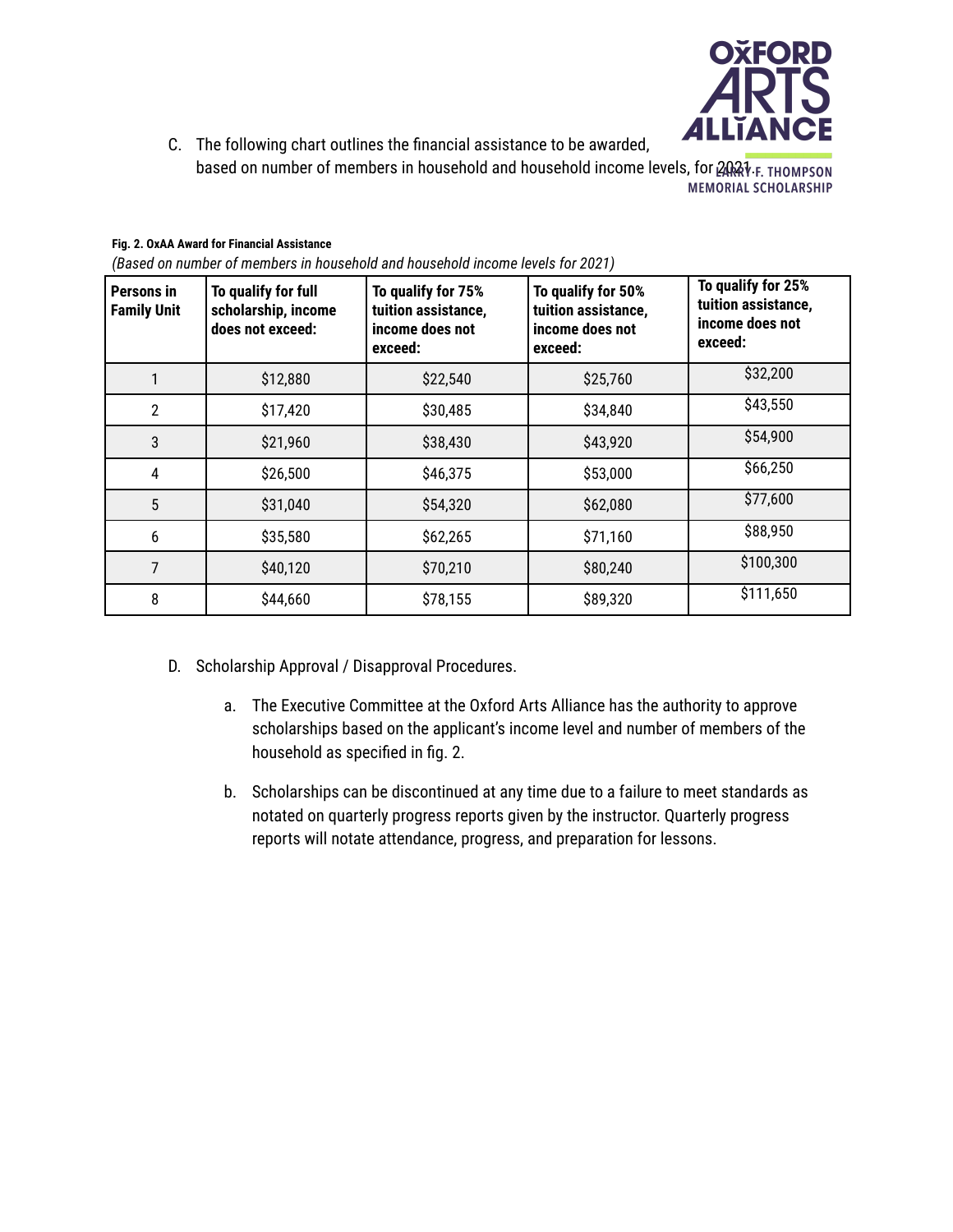C. The following chart outlines the financial assistance to be awarded, based on number of members in household and household income levels, for 2021.

**Fig. 2. OxAA Award for Financial Assistance**

*(Based on number of members in household and household income levels for 2021)*

| Persons in Family Unit | To qualify for full scholarship, income does not exceed: | To qualify for 75% tuition assistance, income does not exceed: | To qualify for 50% tuition assistance, income does not exceed: | To qualify for 25% tuition assistance, income does not exceed: |
|---|---|---|---|---|
| 1 | $12,880 | $22,540 | $25,760 | $32,200 |
| 2 | $17,420 | $30,485 | $34,840 | $43,550 |
| 3 | $21,960 | $38,430 | $43,920 | $54,900 |
| 4 | $26,500 | $46,375 | $53,000 | $66,250 |
| 5 | $31,040 | $54,320 | $62,080 | $77,600 |
| 6 | $35,580 | $62,265 | $71,160 | $88,950 |
| 7 | $40,120 | $70,210 | $80,240 | $100,300 |
| 8 | $44,660 | $78,155 | $89,320 | $111,650 |

D. Scholarship Approval / Disapproval Procedures.

a. The Executive Committee at the Oxford Arts Alliance has the authority to approve scholarships based on the applicant's income level and number of members of the household as specified in fig. 2.

b. Scholarships can be discontinued at any time due to a failure to meet standards as notated on quarterly progress reports given by the instructor. Quarterly progress reports will notate attendance, progress, and preparation for lessons.